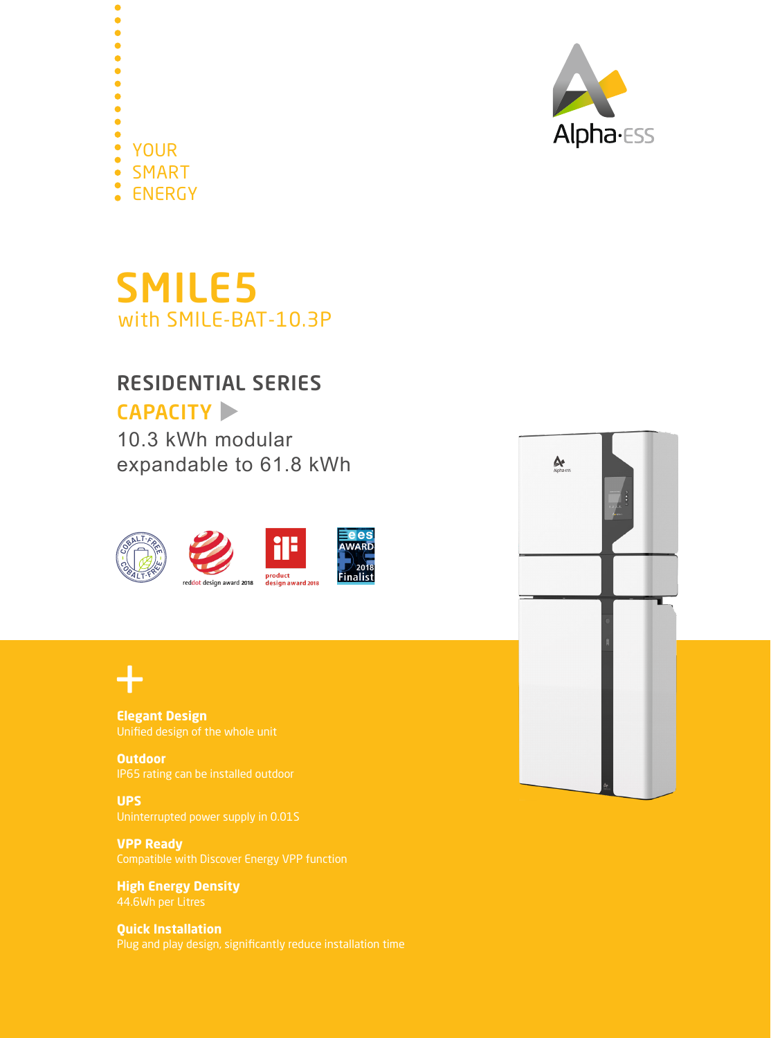YOUR
SMART
ENERGY

Alpha·ESS

# SMILE5

## with SMILE-BAT-10.3P

## RESIDENTIAL SERIES

### CAPACITY

10.3 kWh modular
expandable to 61.8 kWh

COBALT-FREE

reddot design award 2018

product design award 2018

ees AWARD 2018 Finalist

+

**Elegant Design**
Unified design of the whole unit

**Outdoor**
IP65 rating can be installed outdoor

**UPS**
Uninterrupted power supply in 0.01S

**VPP Ready**
Compatible with Discover Energy VPP function

**High Energy Density**
44.6Wh per Litres

**Quick Installation**
Plug and play design, significantly reduce installation time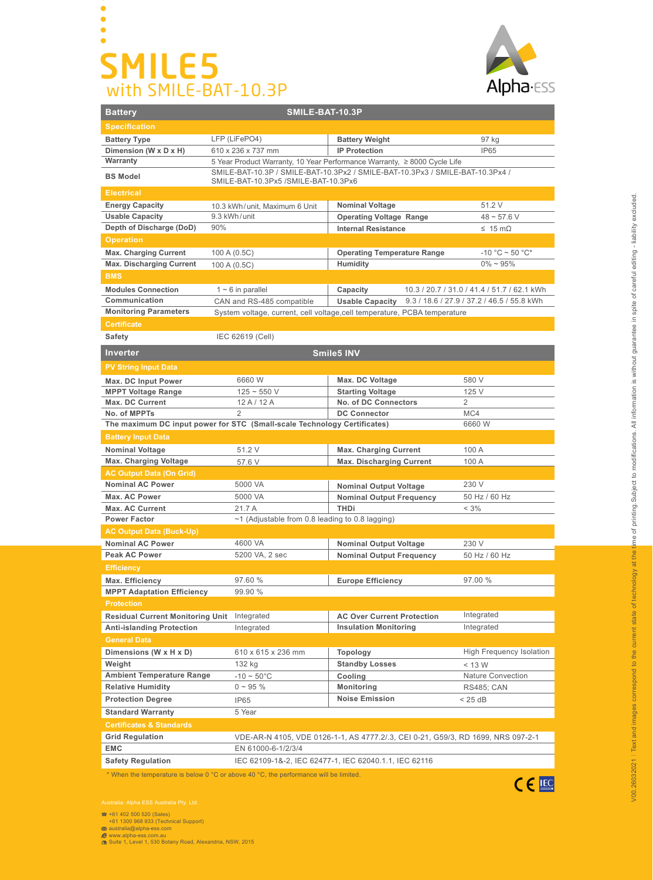# SMILE5

## with SMILE-BAT-10.3P

Alpha·ESS

| Battery | SMILE-BAT-10.3P | | |
|---|---|---|---|
| **Specification** | | | |
| **Battery Type** | LFP (LiFePO4) | **Battery Weight** | 97 kg |
| **Dimension (W x D x H)** | 610 x 236 x 737 mm | **IP Protection** | IP65 |
| **Warranty** | 5 Year Product Warranty, 10 Year Performance Warranty, ≥ 8000 Cycle Life | | |
| **BS Model** | SMILE-BAT-10.3P / SMILE-BAT-10.3Px2 / SMILE-BAT-10.3Px3 / SMILE-BAT-10.3Px4 / SMILE-BAT-10.3Px5 /SMILE-BAT-10.3Px6 | | |
| **Electrical** | | | |
| **Energy Capacity** | 10.3 kWh/unit, Maximum 6 Unit | **Nominal Voltage** | 51.2 V |
| **Usable Capacity** | 9.3 kWh/unit | **Operating Voltage Range** | 48 ~ 57.6 V |
| **Depth of Discharge (DoD)** | 90% | **Internal Resistance** | ≤ 15 mΩ |
| **Operation** | | | |
| **Max. Charging Current** | 100 A (0.5C) | **Operating Temperature Range** | -10 °C ~ 50 °C* |
| **Max. Discharging Current** | 100 A (0.5C) | **Humidity** | 0% ~ 95% |
| **BMS** | | | |
| **Modules Connection** | 1 ~ 6 in parallel | **Capacity** | 10.3 / 20.7 / 31.0 / 41.4 / 51.7 / 62.1 kWh |
| **Communication** | CAN and RS-485 compatible | **Usable Capacity** | 9.3 / 18.6 / 27.9 / 37.2 / 46.5 / 55.8 kWh |
| **Monitoring Parameters** | System voltage, current, cell voltage,cell temperature, PCBA temperature | | |
| **Certificate** | | | |
| **Safety** | IEC 62619 (Cell) | | |

| Inverter | Smile5 INV | | |
|---|---|---|---|
| **PV String Input Data** | | | |
| **Max. DC Input Power** | 6660 W | **Max. DC Voltage** | 580 V |
| **MPPT Voltage Range** | 125 ~ 550 V | **Starting Voltage** | 125 V |
| **Max. DC Current** | 12 A / 12 A | **No. of DC Connectors** | 2 |
| **No. of MPPTs** | 2 | **DC Connector** | MC4 |
| **The maximum DC input power for STC (Small-scale Technology Certificates)** | | | 6660 W |
| **Battery Input Data** | | | |
| **Nominal Voltage** | 51.2 V | **Max. Charging Current** | 100 A |
| **Max. Charging Voltage** | 57.6 V | **Max. Discharging Current** | 100 A |
| **AC Output Data (On Grid)** | | | |
| **Nominal AC Power** | 5000 VA | **Nominal Output Voltage** | 230 V |
| **Max. AC Power** | 5000 VA | **Nominal Output Frequency** | 50 Hz / 60 Hz |
| **Max. AC Current** | 21.7 A | **THDi** | < 3% |
| **Power Factor** | ~1 (Adjustable from 0.8 leading to 0.8 lagging) | | |
| **AC Output Data (Buck-Up)** | | | |
| **Nominal AC Power** | 4600 VA | **Nominal Output Voltage** | 230 V |
| **Peak AC Power** | 5200 VA, 2 sec | **Nominal Output Frequency** | 50 Hz / 60 Hz |
| **Efficiency** | | | |
| **Max. Efficiency** | 97.60 % | **Europe Efficiency** | 97.00 % |
| **MPPT Adaptation Efficiency** | 99.90 % | | |
| **Protection** | | | |
| **Residual Current Monitoring Unit** | Integrated | **AC Over Current Protection** | Integrated |
| **Anti-islanding Protection** | Integrated | **Insulation Monitoring** | Integrated |
| **General Data** | | | |
| **Dimensions (W x H x D)** | 610 x 615 x 236 mm | **Topology** | High Frequency Isolation |
| **Weight** | 132 kg | **Standby Losses** | < 13 W |
| **Ambient Temperature Range** | -10 ~ 50°C | **Cooling** | Nature Convection |
| **Relative Humidity** | 0 ~ 95 % | **Monitoring** | RS485; CAN |
| **Protection Degree** | IP65 | **Noise Emission** | < 25 dB |
| **Standard Warranty** | 5 Year | | |
| **Certificates & Standards** | | | |
| **Grid Regulation** | VDE-AR-N 4105, VDE 0126-1-1, AS 4777.2/.3, CEI 0-21, G59/3, RD 1699, NRS 097-2-1 | | |
| **EMC** | EN 61000-6-1/2/3/4 | | |
| **Safety Regulation** | IEC 62109-1&-2, IEC 62477-1, IEC 62040.1.1, IEC 62116 | | |

\* When the temperature is below 0 °C or above 40 °C, the performance will be limited.

Australia: Alpha ESS Australia Pty. Ltd.

+61 402 500 520 (Sales)
+61 1300 968 933 (Technical Support)
australia@alpha-ess.com
www.alpha-ess.com.au
Suite 1, Level 1, 530 Botany Road, Alexandria, NSW, 2015

V00.26032021 | Text and images correspond to the current state of technology at the time of printing.Subject to modifications. All information is without guarantee in spite of careful editing - liability excluded.